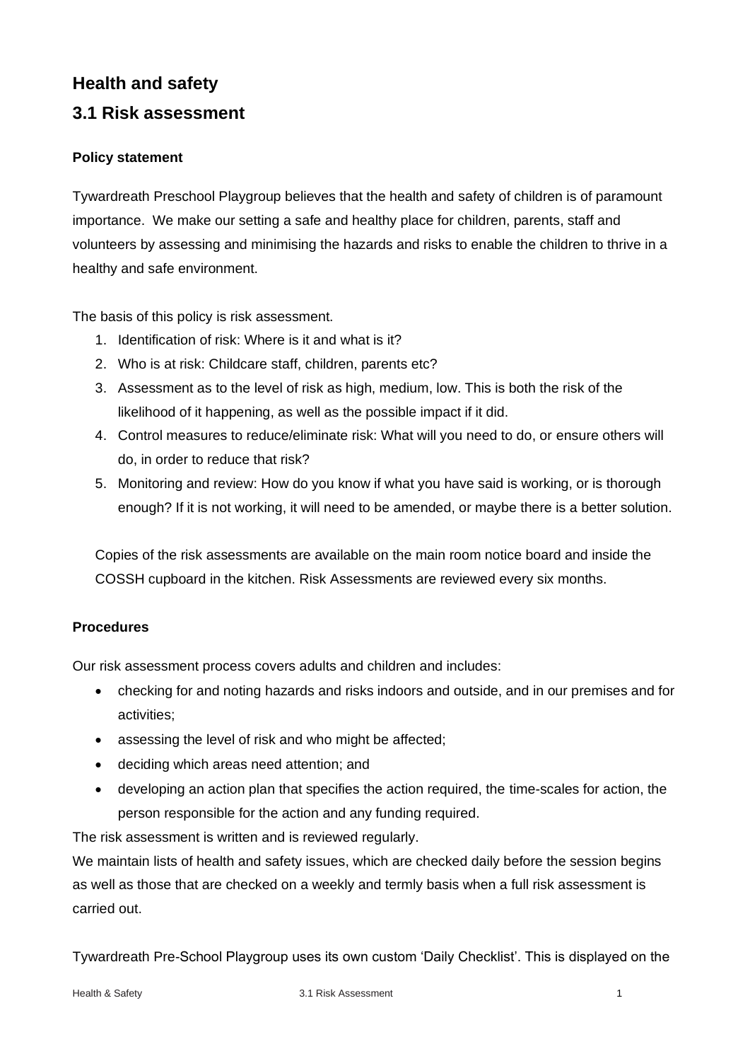# Health and safety

## 3.1 Risk assessment

### Policy statement

Tywardreath Preschool Playgroup believes that the health and safety of children is of paramount importance. We make our setting a safe and healthy place for children, parents, staff and volunteers by assessing and minimising the hazards and risks to enable the children to thrive in a healthy and safe environment.

The basis of this policy is risk assessment.

1. Identification of risk: Where is it and what is it?
2. Who is at risk: Childcare staff, children, parents etc?
3. Assessment as to the level of risk as high, medium, low. This is both the risk of the likelihood of it happening, as well as the possible impact if it did.
4. Control measures to reduce/eliminate risk: What will you need to do, or ensure others will do, in order to reduce that risk?
5. Monitoring and review: How do you know if what you have said is working, or is thorough enough? If it is not working, it will need to be amended, or maybe there is a better solution.

Copies of the risk assessments are available on the main room notice board and inside the COSSH cupboard in the kitchen. Risk Assessments are reviewed every six months.

### Procedures

Our risk assessment process covers adults and children and includes:

- checking for and noting hazards and risks indoors and outside, and in our premises and for activities;
- assessing the level of risk and who might be affected;
- deciding which areas need attention; and
- developing an action plan that specifies the action required, the time-scales for action, the person responsible for the action and any funding required.

The risk assessment is written and is reviewed regularly.

We maintain lists of health and safety issues, which are checked daily before the session begins as well as those that are checked on a weekly and termly basis when a full risk assessment is carried out.

Tywardreath Pre-School Playgroup uses its own custom 'Daily Checklist'. This is displayed on the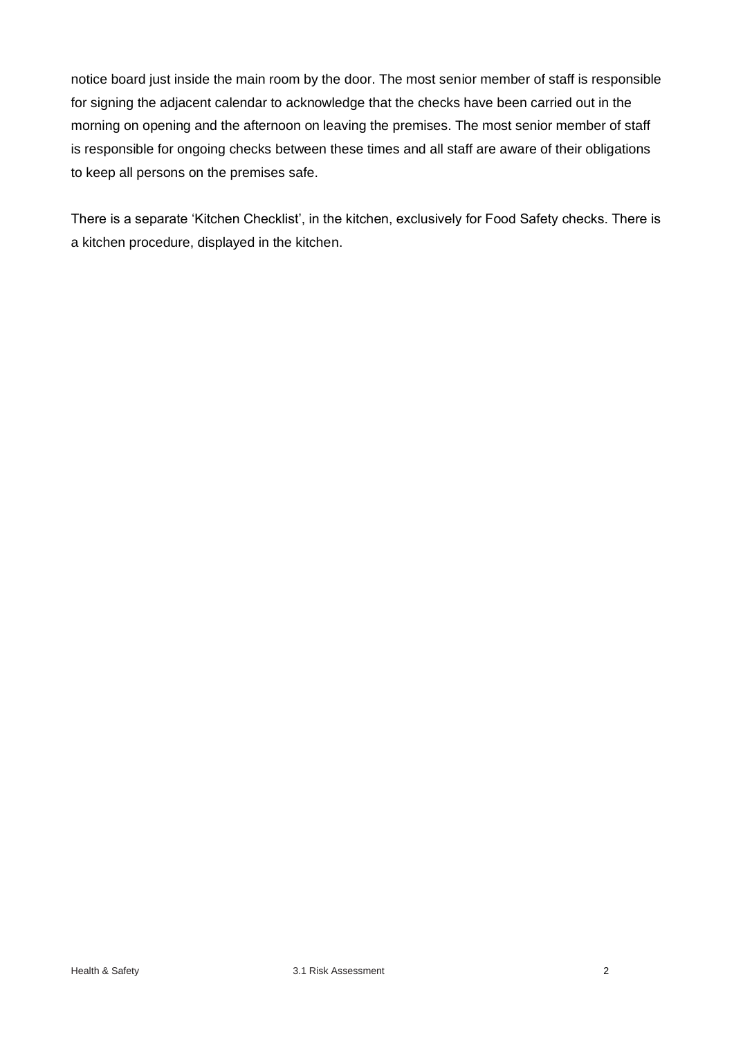notice board just inside the main room by the door. The most senior member of staff is responsible for signing the adjacent calendar to acknowledge that the checks have been carried out in the morning on opening and the afternoon on leaving the premises. The most senior member of staff is responsible for ongoing checks between these times and all staff are aware of their obligations to keep all persons on the premises safe.

There is a separate 'Kitchen Checklist', in the kitchen, exclusively for Food Safety checks. There is a kitchen procedure, displayed in the kitchen.